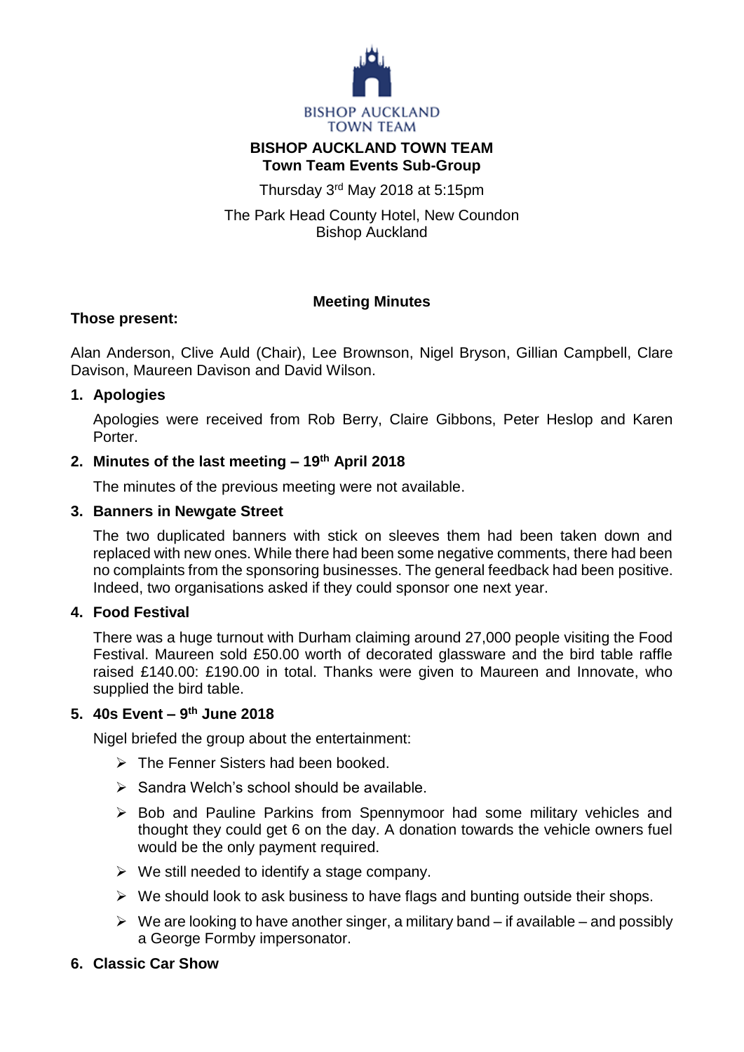BISHOP AUCKLAND
TOWN TEAM

# BISHOP AUCKLAND TOWN TEAM

## Town Team Events Sub-Group

Thursday 3rd May 2018 at 5:15pm

The Park Head County Hotel, New Coundon
Bishop Auckland

**Meeting Minutes**

**Those present:**

Alan Anderson, Clive Auld (Chair), Lee Brownson, Nigel Bryson, Gillian Campbell, Clare Davison, Maureen Davison and David Wilson.

### 1. Apologies

Apologies were received from Rob Berry, Claire Gibbons, Peter Heslop and Karen Porter.

### 2. Minutes of the last meeting – 19th April 2018

The minutes of the previous meeting were not available.

### 3. Banners in Newgate Street

The two duplicated banners with stick on sleeves them had been taken down and replaced with new ones. While there had been some negative comments, there had been no complaints from the sponsoring businesses. The general feedback had been positive. Indeed, two organisations asked if they could sponsor one next year.

### 4. Food Festival

There was a huge turnout with Durham claiming around 27,000 people visiting the Food Festival. Maureen sold £50.00 worth of decorated glassware and the bird table raffle raised £140.00: £190.00 in total. Thanks were given to Maureen and Innovate, who supplied the bird table.

### 5. 40s Event – 9th June 2018

Nigel briefed the group about the entertainment:

- The Fenner Sisters had been booked.
- Sandra Welch's school should be available.
- Bob and Pauline Parkins from Spennymoor had some military vehicles and thought they could get 6 on the day. A donation towards the vehicle owners fuel would be the only payment required.
- We still needed to identify a stage company.
- We should look to ask business to have flags and bunting outside their shops.
- We are looking to have another singer, a military band – if available – and possibly a George Formby impersonator.

### 6. Classic Car Show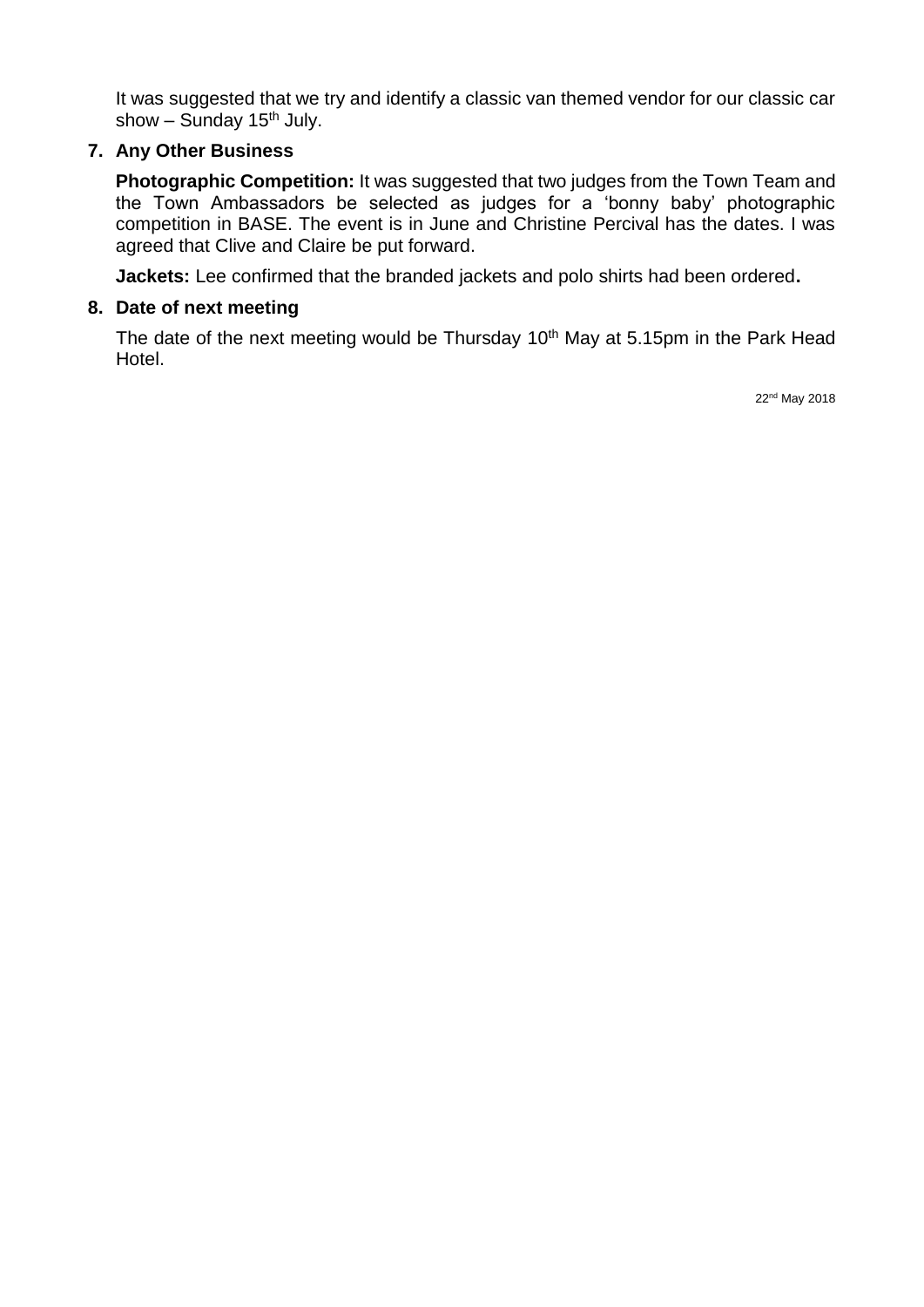It was suggested that we try and identify a classic van themed vendor for our classic car show – Sunday 15th July.

## 7. Any Other Business

**Photographic Competition:** It was suggested that two judges from the Town Team and the Town Ambassadors be selected as judges for a 'bonny baby' photographic competition in BASE. The event is in June and Christine Percival has the dates. I was agreed that Clive and Claire be put forward.

**Jackets:** Lee confirmed that the branded jackets and polo shirts had been ordered**.**

## 8. Date of next meeting

The date of the next meeting would be Thursday 10th May at 5.15pm in the Park Head Hotel.

22nd May 2018